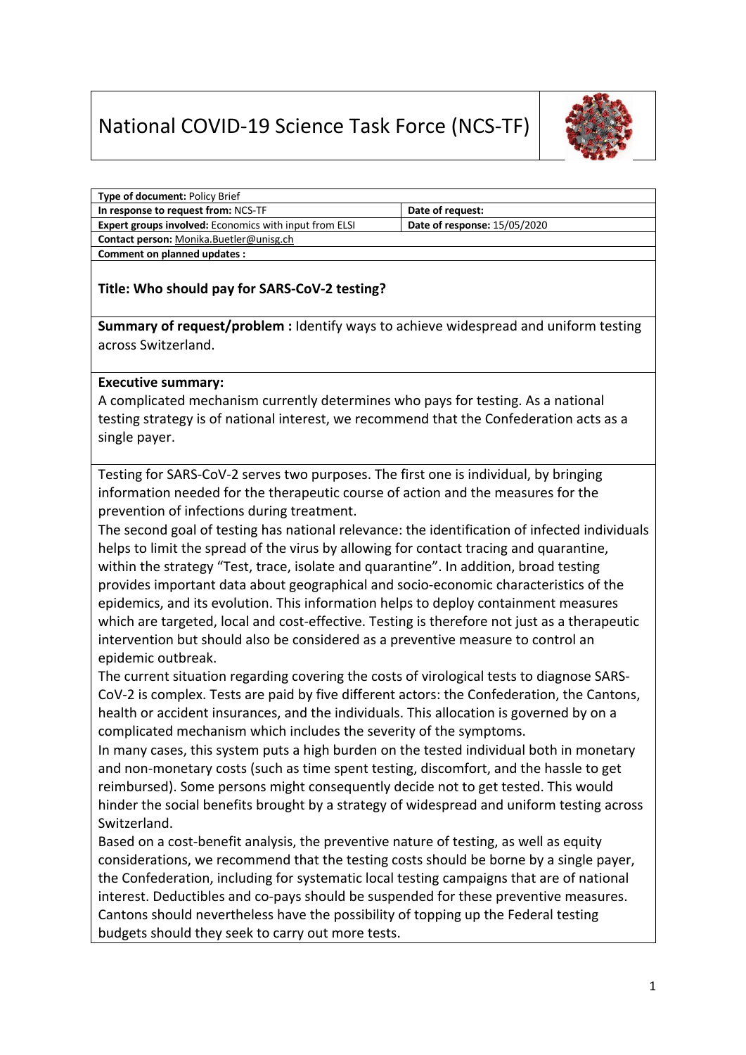# National COVID-19 Science Task Force (NCS-TF)

| Type of document: Policy Brief | |
|---|---|
| **In response to request from:** NCS-TF | **Date of request:** |
| **Expert groups involved:** Economics with input from ELSI | **Date of response:** 15/05/2020 |
| **Contact person:** Monika.Buetler@unisg.ch | |
| **Comment on planned updates :** | |

**Title: Who should pay for SARS-CoV-2 testing?**

**Summary of request/problem :** Identify ways to achieve widespread and uniform testing across Switzerland.

**Executive summary:**
A complicated mechanism currently determines who pays for testing. As a national testing strategy is of national interest, we recommend that the Confederation acts as a single payer.

Testing for SARS-CoV-2 serves two purposes. The first one is individual, by bringing information needed for the therapeutic course of action and the measures for the prevention of infections during treatment.
The second goal of testing has national relevance: the identification of infected individuals helps to limit the spread of the virus by allowing for contact tracing and quarantine, within the strategy "Test, trace, isolate and quarantine". In addition, broad testing provides important data about geographical and socio-economic characteristics of the epidemics, and its evolution. This information helps to deploy containment measures which are targeted, local and cost-effective. Testing is therefore not just as a therapeutic intervention but should also be considered as a preventive measure to control an epidemic outbreak.
The current situation regarding covering the costs of virological tests to diagnose SARS-CoV-2 is complex. Tests are paid by five different actors: the Confederation, the Cantons, health or accident insurances, and the individuals. This allocation is governed by on a complicated mechanism which includes the severity of the symptoms.
In many cases, this system puts a high burden on the tested individual both in monetary and non-monetary costs (such as time spent testing, discomfort, and the hassle to get reimbursed). Some persons might consequently decide not to get tested. This would hinder the social benefits brought by a strategy of widespread and uniform testing across Switzerland.
Based on a cost-benefit analysis, the preventive nature of testing, as well as equity considerations, we recommend that the testing costs should be borne by a single payer, the Confederation, including for systematic local testing campaigns that are of national interest. Deductibles and co-pays should be suspended for these preventive measures. Cantons should nevertheless have the possibility of topping up the Federal testing budgets should they seek to carry out more tests.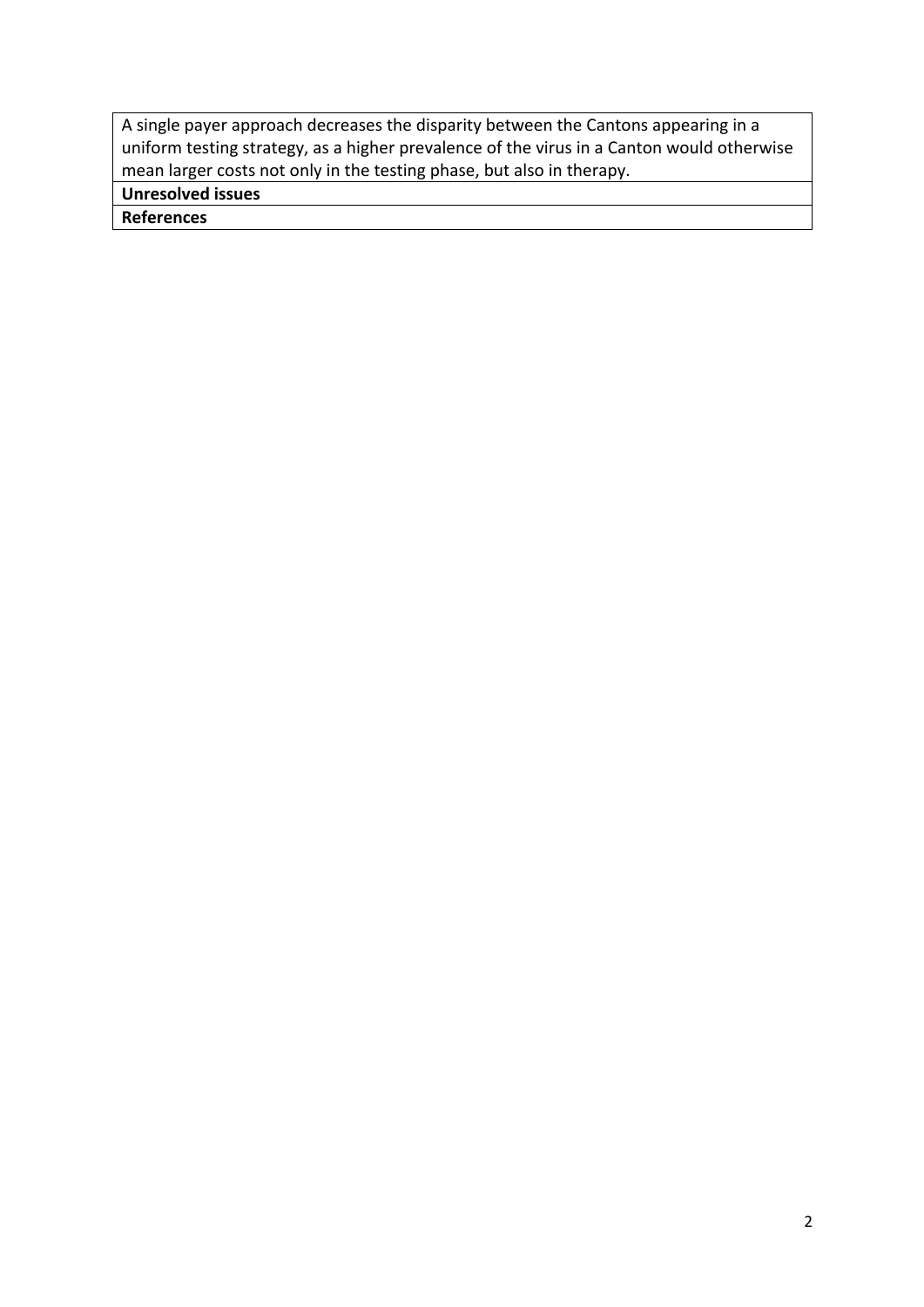A single payer approach decreases the disparity between the Cantons appearing in a uniform testing strategy, as a higher prevalence of the virus in a Canton would otherwise mean larger costs not only in the testing phase, but also in therapy.

**Unresolved issues**

**References**